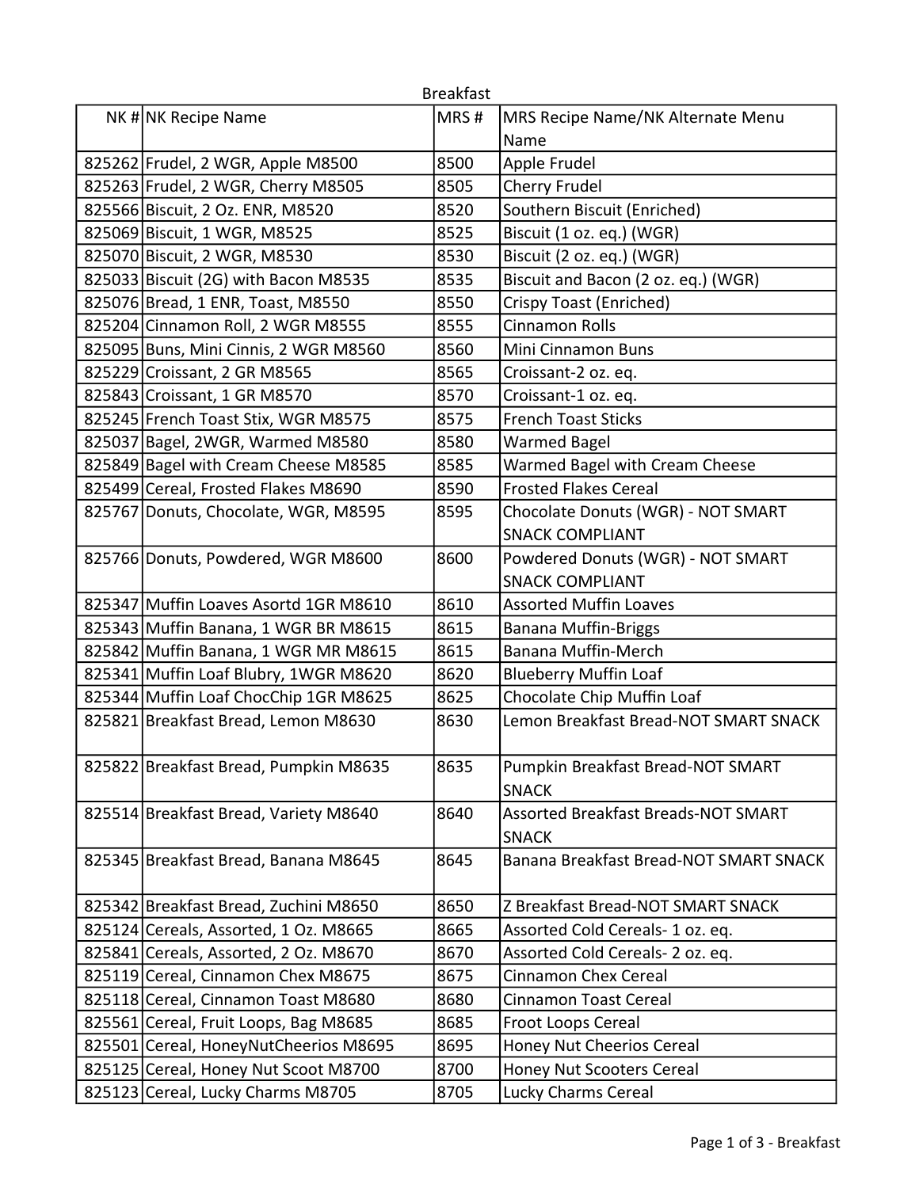Breakfast

| NK # | NK Recipe Name | MRS # | MRS Recipe Name/NK Alternate Menu Name |
|---|---|---|---|
| 825262 | Frudel, 2 WGR, Apple M8500 | 8500 | Apple Frudel |
| 825263 | Frudel, 2 WGR, Cherry M8505 | 8505 | Cherry Frudel |
| 825566 | Biscuit, 2 Oz. ENR, M8520 | 8520 | Southern Biscuit (Enriched) |
| 825069 | Biscuit, 1 WGR, M8525 | 8525 | Biscuit (1 oz. eq.) (WGR) |
| 825070 | Biscuit, 2 WGR, M8530 | 8530 | Biscuit (2 oz. eq.) (WGR) |
| 825033 | Biscuit (2G) with Bacon M8535 | 8535 | Biscuit and Bacon (2 oz. eq.) (WGR) |
| 825076 | Bread, 1 ENR, Toast, M8550 | 8550 | Crispy Toast (Enriched) |
| 825204 | Cinnamon Roll, 2 WGR M8555 | 8555 | Cinnamon Rolls |
| 825095 | Buns, Mini Cinnis, 2 WGR M8560 | 8560 | Mini Cinnamon Buns |
| 825229 | Croissant, 2 GR M8565 | 8565 | Croissant-2 oz. eq. |
| 825843 | Croissant, 1 GR M8570 | 8570 | Croissant-1 oz. eq. |
| 825245 | French Toast Stix, WGR M8575 | 8575 | French Toast Sticks |
| 825037 | Bagel, 2WGR, Warmed M8580 | 8580 | Warmed Bagel |
| 825849 | Bagel with Cream Cheese M8585 | 8585 | Warmed Bagel with Cream Cheese |
| 825499 | Cereal, Frosted Flakes M8690 | 8590 | Frosted Flakes Cereal |
| 825767 | Donuts, Chocolate, WGR, M8595 | 8595 | Chocolate Donuts (WGR) - NOT SMART SNACK COMPLIANT |
| 825766 | Donuts, Powdered, WGR M8600 | 8600 | Powdered Donuts (WGR) - NOT SMART SNACK COMPLIANT |
| 825347 | Muffin Loaves Asortd 1GR M8610 | 8610 | Assorted Muffin Loaves |
| 825343 | Muffin Banana, 1 WGR BR M8615 | 8615 | Banana Muffin-Briggs |
| 825842 | Muffin Banana, 1 WGR MR M8615 | 8615 | Banana Muffin-Merch |
| 825341 | Muffin Loaf Blubry, 1WGR M8620 | 8620 | Blueberry Muffin Loaf |
| 825344 | Muffin Loaf ChocChip 1GR M8625 | 8625 | Chocolate Chip Muffin Loaf |
| 825821 | Breakfast Bread, Lemon M8630 | 8630 | Lemon Breakfast Bread-NOT SMART SNACK |
| 825822 | Breakfast Bread, Pumpkin M8635 | 8635 | Pumpkin Breakfast Bread-NOT SMART SNACK |
| 825514 | Breakfast Bread, Variety M8640 | 8640 | Assorted Breakfast Breads-NOT SMART SNACK |
| 825345 | Breakfast Bread, Banana M8645 | 8645 | Banana Breakfast Bread-NOT SMART SNACK |
| 825342 | Breakfast Bread, Zuchini M8650 | 8650 | Z Breakfast Bread-NOT SMART SNACK |
| 825124 | Cereals, Assorted, 1 Oz. M8665 | 8665 | Assorted Cold Cereals- 1 oz. eq. |
| 825841 | Cereals, Assorted, 2 Oz. M8670 | 8670 | Assorted Cold Cereals- 2 oz. eq. |
| 825119 | Cereal, Cinnamon Chex M8675 | 8675 | Cinnamon Chex Cereal |
| 825118 | Cereal, Cinnamon Toast M8680 | 8680 | Cinnamon Toast Cereal |
| 825561 | Cereal, Fruit Loops, Bag M8685 | 8685 | Froot Loops Cereal |
| 825501 | Cereal, HoneyNutCheerios M8695 | 8695 | Honey Nut Cheerios Cereal |
| 825125 | Cereal, Honey Nut Scoot M8700 | 8700 | Honey Nut Scooters Cereal |
| 825123 | Cereal, Lucky Charms M8705 | 8705 | Lucky Charms Cereal |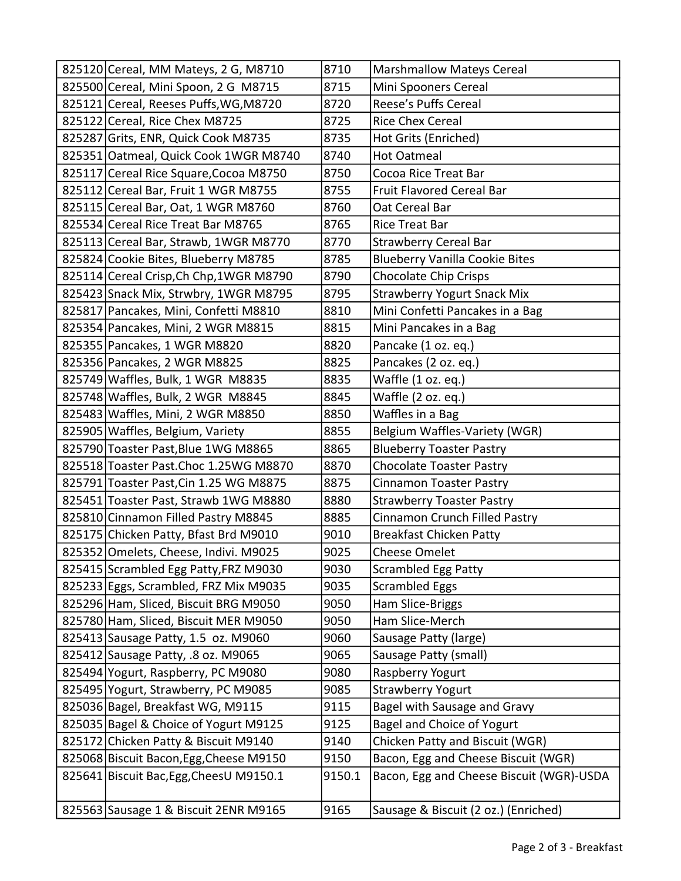| | | | |
|---|---|---|---|
| 825120 | Cereal, MM Mateys, 2 G, M8710 | 8710 | Marshmallow Mateys Cereal |
| 825500 | Cereal, Mini Spoon, 2 G M8715 | 8715 | Mini Spooners Cereal |
| 825121 | Cereal, Reeses Puffs,WG,M8720 | 8720 | Reese's Puffs Cereal |
| 825122 | Cereal, Rice Chex M8725 | 8725 | Rice Chex Cereal |
| 825287 | Grits, ENR, Quick Cook M8735 | 8735 | Hot Grits (Enriched) |
| 825351 | Oatmeal, Quick Cook 1WGR M8740 | 8740 | Hot Oatmeal |
| 825117 | Cereal Rice Square,Cocoa M8750 | 8750 | Cocoa Rice Treat Bar |
| 825112 | Cereal Bar, Fruit 1 WGR M8755 | 8755 | Fruit Flavored Cereal Bar |
| 825115 | Cereal Bar, Oat, 1 WGR M8760 | 8760 | Oat Cereal Bar |
| 825534 | Cereal Rice Treat Bar M8765 | 8765 | Rice Treat Bar |
| 825113 | Cereal Bar, Strawb, 1WGR M8770 | 8770 | Strawberry Cereal Bar |
| 825824 | Cookie Bites, Blueberry M8785 | 8785 | Blueberry Vanilla Cookie Bites |
| 825114 | Cereal Crisp,Ch Chp,1WGR M8790 | 8790 | Chocolate Chip Crisps |
| 825423 | Snack Mix, Strwbry, 1WGR M8795 | 8795 | Strawberry Yogurt Snack Mix |
| 825817 | Pancakes, Mini, Confetti M8810 | 8810 | Mini Confetti Pancakes in a Bag |
| 825354 | Pancakes, Mini, 2 WGR M8815 | 8815 | Mini Pancakes in a Bag |
| 825355 | Pancakes, 1 WGR M8820 | 8820 | Pancake (1 oz. eq.) |
| 825356 | Pancakes, 2 WGR M8825 | 8825 | Pancakes (2 oz. eq.) |
| 825749 | Waffles, Bulk, 1 WGR M8835 | 8835 | Waffle (1 oz. eq.) |
| 825748 | Waffles, Bulk, 2 WGR M8845 | 8845 | Waffle (2 oz. eq.) |
| 825483 | Waffles, Mini, 2 WGR M8850 | 8850 | Waffles in a Bag |
| 825905 | Waffles, Belgium, Variety | 8855 | Belgium Waffles-Variety (WGR) |
| 825790 | Toaster Past,Blue 1WG M8865 | 8865 | Blueberry Toaster Pastry |
| 825518 | Toaster Past.Choc 1.25WG M8870 | 8870 | Chocolate Toaster Pastry |
| 825791 | Toaster Past,Cin 1.25 WG M8875 | 8875 | Cinnamon Toaster Pastry |
| 825451 | Toaster Past, Strawb 1WG M8880 | 8880 | Strawberry Toaster Pastry |
| 825810 | Cinnamon Filled Pastry M8845 | 8885 | Cinnamon Crunch Filled Pastry |
| 825175 | Chicken Patty, Bfast Brd M9010 | 9010 | Breakfast Chicken Patty |
| 825352 | Omelets, Cheese, Indivi. M9025 | 9025 | Cheese Omelet |
| 825415 | Scrambled Egg Patty,FRZ M9030 | 9030 | Scrambled Egg Patty |
| 825233 | Eggs, Scrambled, FRZ Mix M9035 | 9035 | Scrambled Eggs |
| 825296 | Ham, Sliced, Biscuit BRG M9050 | 9050 | Ham Slice-Briggs |
| 825780 | Ham, Sliced, Biscuit MER M9050 | 9050 | Ham Slice-Merch |
| 825413 | Sausage Patty, 1.5 oz. M9060 | 9060 | Sausage Patty (large) |
| 825412 | Sausage Patty, .8 oz. M9065 | 9065 | Sausage Patty (small) |
| 825494 | Yogurt, Raspberry, PC M9080 | 9080 | Raspberry Yogurt |
| 825495 | Yogurt, Strawberry, PC M9085 | 9085 | Strawberry Yogurt |
| 825036 | Bagel, Breakfast WG, M9115 | 9115 | Bagel with Sausage and Gravy |
| 825035 | Bagel & Choice of Yogurt M9125 | 9125 | Bagel and Choice of Yogurt |
| 825172 | Chicken Patty & Biscuit M9140 | 9140 | Chicken Patty and Biscuit (WGR) |
| 825068 | Biscuit Bacon,Egg,Cheese M9150 | 9150 | Bacon, Egg and Cheese Biscuit (WGR) |
| 825641 | Biscuit Bac,Egg,CheesU M9150.1 | 9150.1 | Bacon, Egg and Cheese Biscuit (WGR)-USDA |
| 825563 | Sausage 1 & Biscuit 2ENR M9165 | 9165 | Sausage & Biscuit (2 oz.) (Enriched) |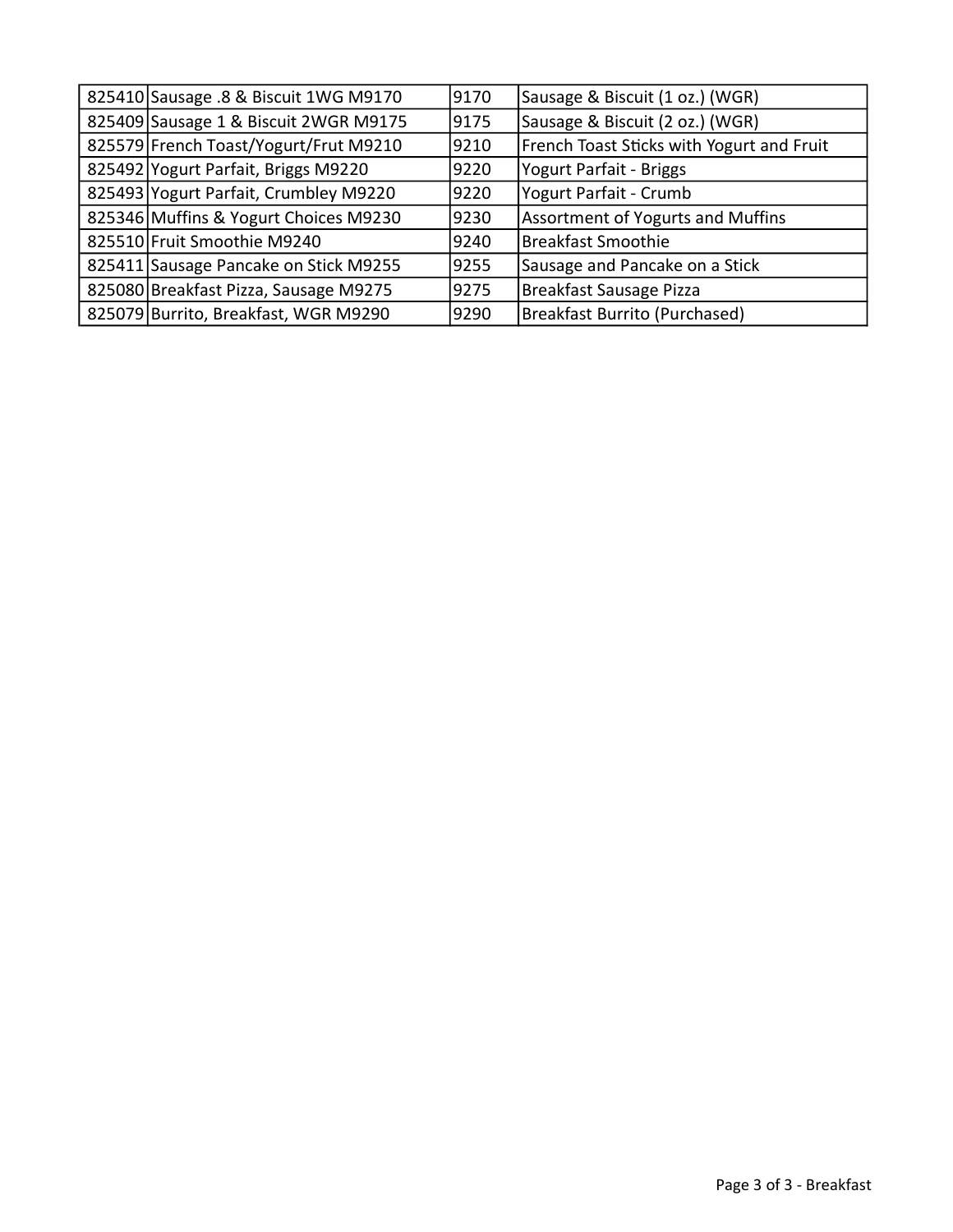| | | | |
|---|---|---|---|
| 825410 | Sausage .8 & Biscuit 1WG M9170 | 9170 | Sausage & Biscuit (1 oz.) (WGR) |
| 825409 | Sausage 1 & Biscuit 2WGR M9175 | 9175 | Sausage & Biscuit (2 oz.) (WGR) |
| 825579 | French Toast/Yogurt/Frut M9210 | 9210 | French Toast Sticks with Yogurt and Fruit |
| 825492 | Yogurt Parfait, Briggs M9220 | 9220 | Yogurt Parfait - Briggs |
| 825493 | Yogurt Parfait, Crumbley M9220 | 9220 | Yogurt Parfait - Crumb |
| 825346 | Muffins & Yogurt Choices M9230 | 9230 | Assortment of Yogurts and Muffins |
| 825510 | Fruit Smoothie M9240 | 9240 | Breakfast Smoothie |
| 825411 | Sausage Pancake on Stick M9255 | 9255 | Sausage and Pancake on a Stick |
| 825080 | Breakfast Pizza, Sausage M9275 | 9275 | Breakfast Sausage Pizza |
| 825079 | Burrito, Breakfast, WGR M9290 | 9290 | Breakfast Burrito (Purchased) |